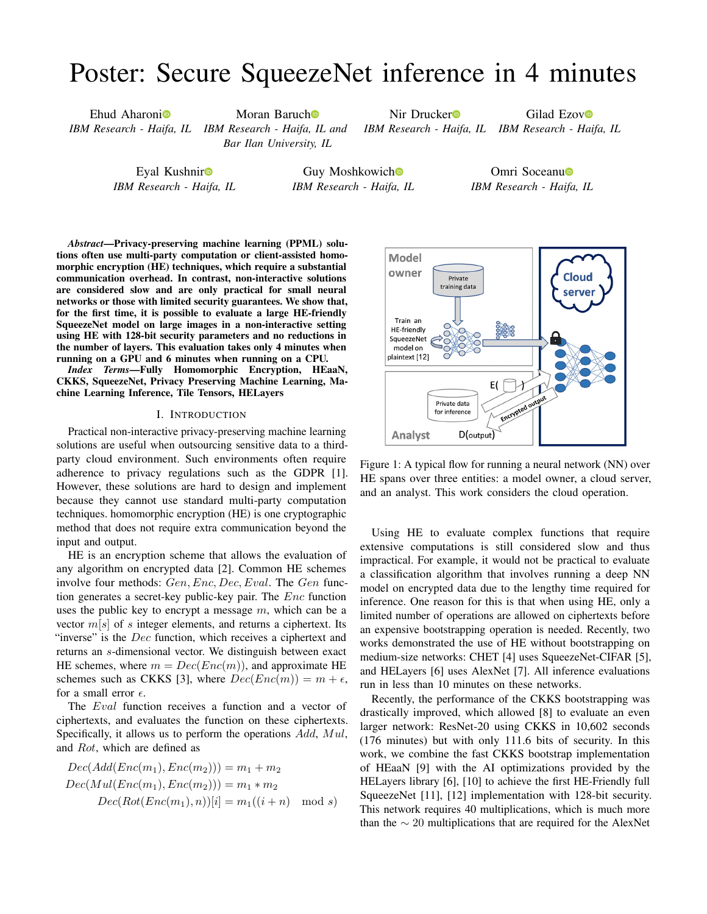# Poster: Secure SqueezeNet inference in 4 minutes

Ehud Aharoni — *IBM Research - Haifa, IL*

Moran Baruch — *IBM Research - Haifa, IL and Bar Ilan University, IL*

Nir Drucker — *IBM Research - Haifa, IL*

Gilad Ezov — *IBM Research - Haifa, IL*

Eyal Kushnir — *IBM Research - Haifa, IL*

Guy Moshkowich — *IBM Research - Haifa, IL*

Omri Soceanu — *IBM Research - Haifa, IL*

***Abstract*—Privacy-preserving machine learning (PPML) solutions often use multi-party computation or client-assisted homomorphic encryption (HE) techniques, which require a substantial communication overhead. In contrast, non-interactive solutions are considered slow and are only practical for small neural networks or those with limited security guarantees. We show that, for the first time, it is possible to evaluate a large HE-friendly SqueezeNet model on large images in a non-interactive setting using HE with 128-bit security parameters and no reductions in the number of layers. This evaluation takes only 4 minutes when running on a GPU and 6 minutes when running on a CPU.**

***Index Terms*—Fully Homomorphic Encryption, HEaaN, CKKS, SqueezeNet, Privacy Preserving Machine Learning, Machine Learning Inference, Tile Tensors, HELayers**

## I. Introduction

Practical non-interactive privacy-preserving machine learning solutions are useful when outsourcing sensitive data to a third-party cloud environment. Such environments often require adherence to privacy regulations such as the GDPR [1]. However, these solutions are hard to design and implement because they cannot use standard multi-party computation techniques. homomorphic encryption (HE) is one cryptographic method that does not require extra communication beyond the input and output.

HE is an encryption scheme that allows the evaluation of any algorithm on encrypted data [2]. Common HE schemes involve four methods: $Gen, Enc, Dec, Eval$. The $Gen$ function generates a secret-key public-key pair. The $Enc$ function uses the public key to encrypt a message $m$, which can be a vector $m[s]$ of $s$ integer elements, and returns a ciphertext. Its "inverse" is the $Dec$ function, which receives a ciphertext and returns an $s$-dimensional vector. We distinguish between exact HE schemes, where $m = Dec(Enc(m))$, and approximate HE schemes such as CKKS [3], where $Dec(Enc(m)) = m + \epsilon$, for a small error $\epsilon$.

The $Eval$ function receives a function and a vector of ciphertexts, and evaluates the function on these ciphertexts. Specifically, it allows us to perform the operations $Add$, $Mul$, and $Rot$, which are defined as

$$Dec(Add(Enc(m_1), Enc(m_2))) = m_1 + m_2$$
$$Dec(Mul(Enc(m_1), Enc(m_2))) = m_1 * m_2$$
$$Dec(Rot(Enc(m_1), n))[i] = m_1((i + n) \mod s)$$

Figure 1: A typical flow for running a neural network (NN) over HE spans over three entities: a model owner, a cloud server, and an analyst. This work considers the cloud operation.

Using HE to evaluate complex functions that require extensive computations is still considered slow and thus impractical. For example, it would not be practical to evaluate a classification algorithm that involves running a deep NN model on encrypted data due to the lengthy time required for inference. One reason for this is that when using HE, only a limited number of operations are allowed on ciphertexts before an expensive bootstrapping operation is needed. Recently, two works demonstrated the use of HE without bootstrapping on medium-size networks: CHET [4] uses SqueezeNet-CIFAR [5], and HELayers [6] uses AlexNet [7]. All inference evaluations run in less than 10 minutes on these networks.

Recently, the performance of the CKKS bootstrapping was drastically improved, which allowed [8] to evaluate an even larger network: ResNet-20 using CKKS in 10,602 seconds (176 minutes) but with only 111.6 bits of security. In this work, we combine the fast CKKS bootstrap implementation of HEaaN [9] with the AI optimizations provided by the HELayers library [6], [10] to achieve the first HE-Friendly full SqueezeNet [11], [12] implementation with 128-bit security. This network requires 40 multiplications, which is much more than the $\sim 20$ multiplications that are required for the AlexNet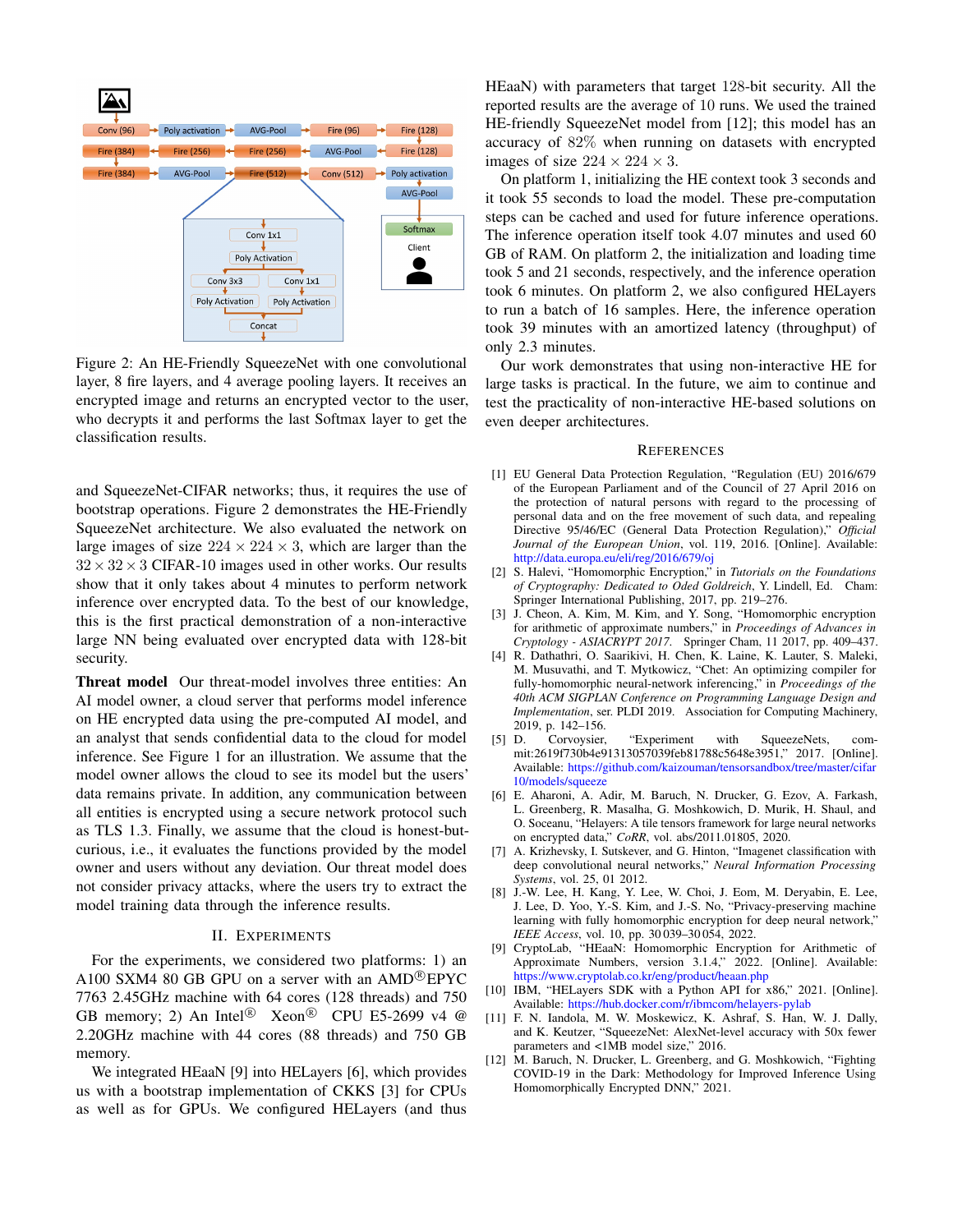Conv (96)
Poly activation
AVG-Pool
Fire (96)
Fire (128)
Fire (384)
Fire (256)
Fire (256)
AVG-Pool
Fire (128)
Fire (384)
AVG-Pool
Fire (512)
Conv (512)
Poly activation
AVG-Pool
Softmax
Client
Conv 1x1
Poly Activation
Conv 3x3
Conv 1x1
Poly Activation
Poly Activation
Concat

Figure 2: An HE-Friendly SqueezeNet with one convolutional layer, 8 fire layers, and 4 average pooling layers. It receives an encrypted image and returns an encrypted vector to the user, who decrypts it and performs the last Softmax layer to get the classification results.

and SqueezeNet-CIFAR networks; thus, it requires the use of bootstrap operations. Figure 2 demonstrates the HE-Friendly SqueezeNet architecture. We also evaluated the network on large images of size $224 \times 224 \times 3$, which are larger than the $32 \times 32 \times 3$ CIFAR-10 images used in other works. Our results show that it only takes about 4 minutes to perform network inference over encrypted data. To the best of our knowledge, this is the first practical demonstration of a non-interactive large NN being evaluated over encrypted data with 128-bit security.

**Threat model** Our threat-model involves three entities: An AI model owner, a cloud server that performs model inference on HE encrypted data using the pre-computed AI model, and an analyst that sends confidential data to the cloud for model inference. See Figure 1 for an illustration. We assume that the model owner allows the cloud to see its model but the users' data remains private. In addition, any communication between all entities is encrypted using a secure network protocol such as TLS 1.3. Finally, we assume that the cloud is honest-but-curious, i.e., it evaluates the functions provided by the model owner and users without any deviation. Our threat model does not consider privacy attacks, where the users try to extract the model training data through the inference results.

## II. Experiments

For the experiments, we considered two platforms: 1) an A100 SXM4 80 GB GPU on a server with an AMD® EPYC 7763 2.45GHz machine with 64 cores (128 threads) and 750 GB memory; 2) An Intel® Xeon® CPU E5-2699 v4 @ 2.20GHz machine with 44 cores (88 threads) and 750 GB memory.

We integrated HEaaN [9] into HELayers [6], which provides us with a bootstrap implementation of CKKS [3] for CPUs as well as for GPUs. We configured HELayers (and thus HEaaN) with parameters that target 128-bit security. All the reported results are the average of 10 runs. We used the trained HE-friendly SqueezeNet model from [12]; this model has an accuracy of 82% when running on datasets with encrypted images of size $224 \times 224 \times 3$.

On platform 1, initializing the HE context took 3 seconds and it took 55 seconds to load the model. These pre-computation steps can be cached and used for future inference operations. The inference operation itself took 4.07 minutes and used 60 GB of RAM. On platform 2, the initialization and loading time took 5 and 21 seconds, respectively, and the inference operation took 6 minutes. On platform 2, we also configured HELayers to run a batch of 16 samples. Here, the inference operation took 39 minutes with an amortized latency (throughput) of only 2.3 minutes.

Our work demonstrates that using non-interactive HE for large tasks is practical. In the future, we aim to continue and test the practicality of non-interactive HE-based solutions on even deeper architectures.

## References

[1] EU General Data Protection Regulation, "Regulation (EU) 2016/679 of the European Parliament and of the Council of 27 April 2016 on the protection of natural persons with regard to the processing of personal data and on the free movement of such data, and repealing Directive 95/46/EC (General Data Protection Regulation)," *Official Journal of the European Union*, vol. 119, 2016. [Online]. Available: http://data.europa.eu/eli/reg/2016/679/oj

[2] S. Halevi, "Homomorphic Encryption," in *Tutorials on the Foundations of Cryptography: Dedicated to Oded Goldreich*, Y. Lindell, Ed. Cham: Springer International Publishing, 2017, pp. 219–276.

[3] J. Cheon, A. Kim, M. Kim, and Y. Song, "Homomorphic encryption for arithmetic of approximate numbers," in *Proceedings of Advances in Cryptology - ASIACRYPT 2017*. Springer Cham, 11 2017, pp. 409–437.

[4] R. Dathathri, O. Saarikivi, H. Chen, K. Laine, K. Lauter, S. Maleki, M. Musuvathi, and T. Mytkowicz, "Chet: An optimizing compiler for fully-homomorphic neural-network inferencing," in *Proceedings of the 40th ACM SIGPLAN Conference on Programming Language Design and Implementation*, ser. PLDI 2019. Association for Computing Machinery, 2019, p. 142–156.

[5] D. Corvoysier, "Experiment with SqueezeNets, commit:2619f730b4e91313057039feb81788c5648e3951," 2017. [Online]. Available: https://github.com/kaizouman/tensorsandbox/tree/master/cifar10/models/squeeze

[6] E. Aharoni, A. Adir, M. Baruch, N. Drucker, G. Ezov, A. Farkash, L. Greenberg, R. Masalha, G. Moshkowich, D. Murik, H. Shaul, and O. Soceanu, "Helayers: A tile tensors framework for large neural networks on encrypted data," *CoRR*, vol. abs/2011.01805, 2020.

[7] A. Krizhevsky, I. Sutskever, and G. Hinton, "Imagenet classification with deep convolutional neural networks," *Neural Information Processing Systems*, vol. 25, 01 2012.

[8] J.-W. Lee, H. Kang, Y. Lee, W. Choi, J. Eom, M. Deryabin, E. Lee, J. Lee, D. Yoo, Y.-S. Kim, and J.-S. No, "Privacy-preserving machine learning with fully homomorphic encryption for deep neural network," *IEEE Access*, vol. 10, pp. 30 039–30 054, 2022.

[9] CryptoLab, "HEaaN: Homomorphic Encryption for Arithmetic of Approximate Numbers, version 3.1.4," 2022. [Online]. Available: https://www.cryptolab.co.kr/eng/product/heaan.php

[10] IBM, "HELayers SDK with a Python API for x86," 2021. [Online]. Available: https://hub.docker.com/r/ibmcom/helayers-pylab

[11] F. N. Iandola, M. W. Moskewicz, K. Ashraf, S. Han, W. J. Dally, and K. Keutzer, "SqueezeNet: AlexNet-level accuracy with 50x fewer parameters and <1MB model size," 2016.

[12] M. Baruch, N. Drucker, L. Greenberg, and G. Moshkowich, "Fighting COVID-19 in the Dark: Methodology for Improved Inference Using Homomorphically Encrypted DNN," 2021.